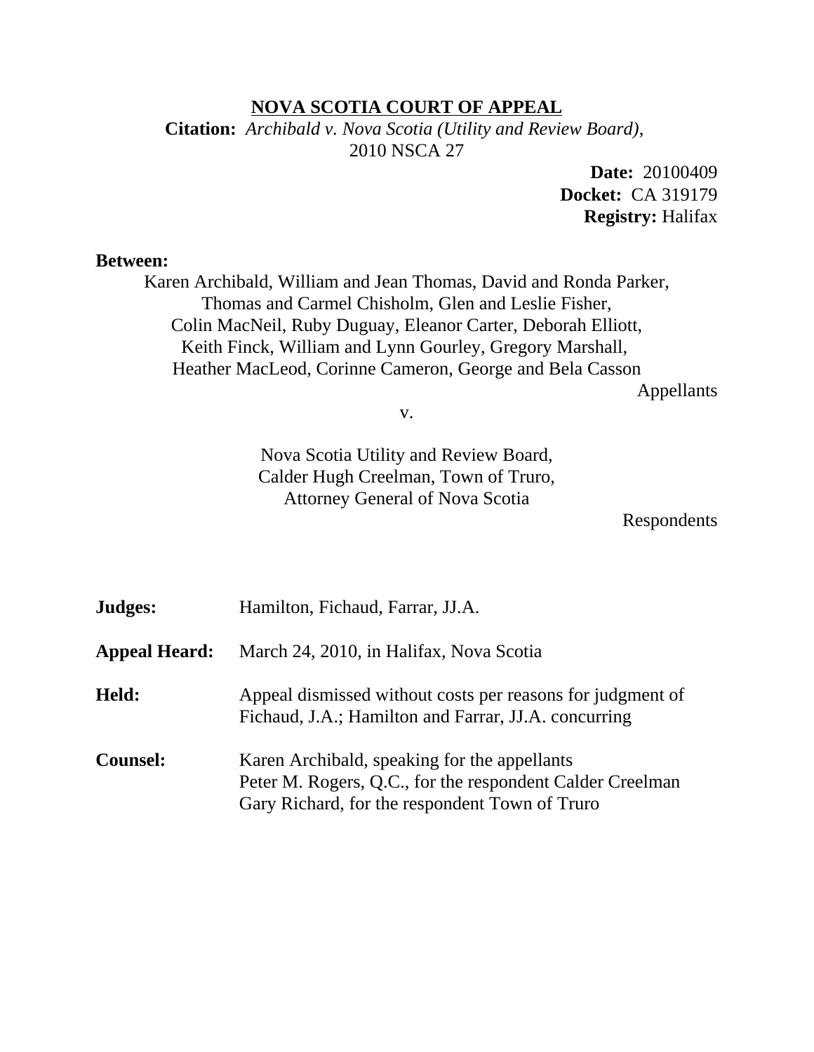# NOVA SCOTIA COURT OF APPEAL

**Citation:** *Archibald v. Nova Scotia (Utility and Review Board)*, 2010 NSCA 27

**Date:** 20100409
**Docket:** CA 319179
**Registry:** Halifax

**Between:**

Karen Archibald, William and Jean Thomas, David and Ronda Parker, Thomas and Carmel Chisholm, Glen and Leslie Fisher, Colin MacNeil, Ruby Duguay, Eleanor Carter, Deborah Elliott, Keith Finck, William and Lynn Gourley, Gregory Marshall, Heather MacLeod, Corinne Cameron, George and Bela Casson

Appellants

v.

Nova Scotia Utility and Review Board, Calder Hugh Creelman, Town of Truro, Attorney General of Nova Scotia

Respondents

**Judges:** Hamilton, Fichaud, Farrar, JJ.A.

**Appeal Heard:** March 24, 2010, in Halifax, Nova Scotia

**Held:** Appeal dismissed without costs per reasons for judgment of Fichaud, J.A.; Hamilton and Farrar, JJ.A. concurring

**Counsel:** Karen Archibald, speaking for the appellants
Peter M. Rogers, Q.C., for the respondent Calder Creelman
Gary Richard, for the respondent Town of Truro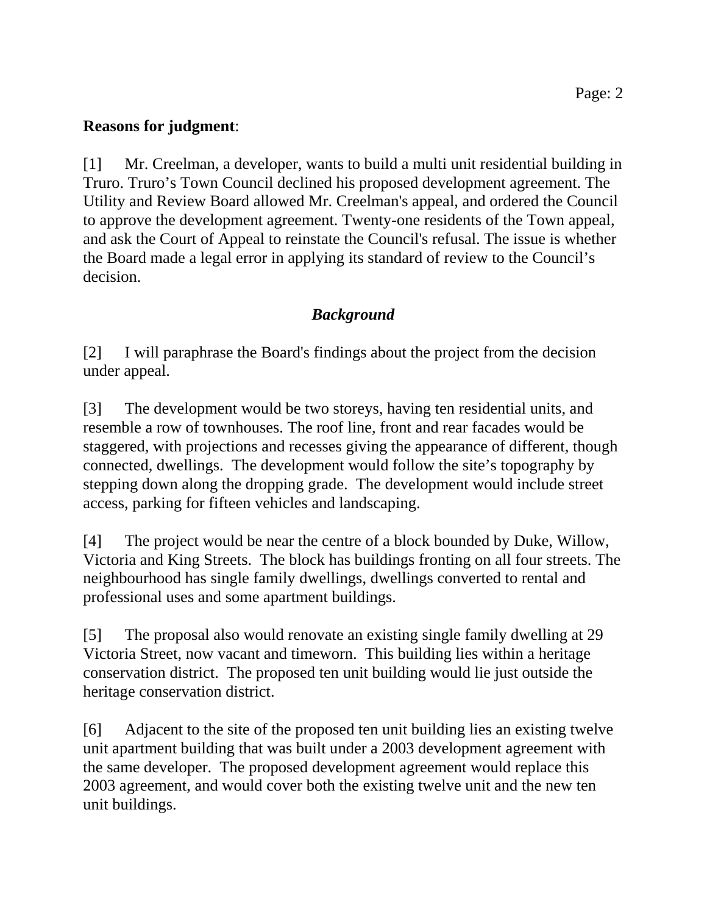**Reasons for judgment**:

[1] Mr. Creelman, a developer, wants to build a multi unit residential building in Truro. Truro's Town Council declined his proposed development agreement. The Utility and Review Board allowed Mr. Creelman's appeal, and ordered the Council to approve the development agreement. Twenty-one residents of the Town appeal, and ask the Court of Appeal to reinstate the Council's refusal. The issue is whether the Board made a legal error in applying its standard of review to the Council's decision.

## *Background*

[2] I will paraphrase the Board's findings about the project from the decision under appeal.

[3] The development would be two storeys, having ten residential units, and resemble a row of townhouses. The roof line, front and rear facades would be staggered, with projections and recesses giving the appearance of different, though connected, dwellings. The development would follow the site's topography by stepping down along the dropping grade. The development would include street access, parking for fifteen vehicles and landscaping.

[4] The project would be near the centre of a block bounded by Duke, Willow, Victoria and King Streets. The block has buildings fronting on all four streets. The neighbourhood has single family dwellings, dwellings converted to rental and professional uses and some apartment buildings.

[5] The proposal also would renovate an existing single family dwelling at 29 Victoria Street, now vacant and timeworn. This building lies within a heritage conservation district. The proposed ten unit building would lie just outside the heritage conservation district.

[6] Adjacent to the site of the proposed ten unit building lies an existing twelve unit apartment building that was built under a 2003 development agreement with the same developer. The proposed development agreement would replace this 2003 agreement, and would cover both the existing twelve unit and the new ten unit buildings.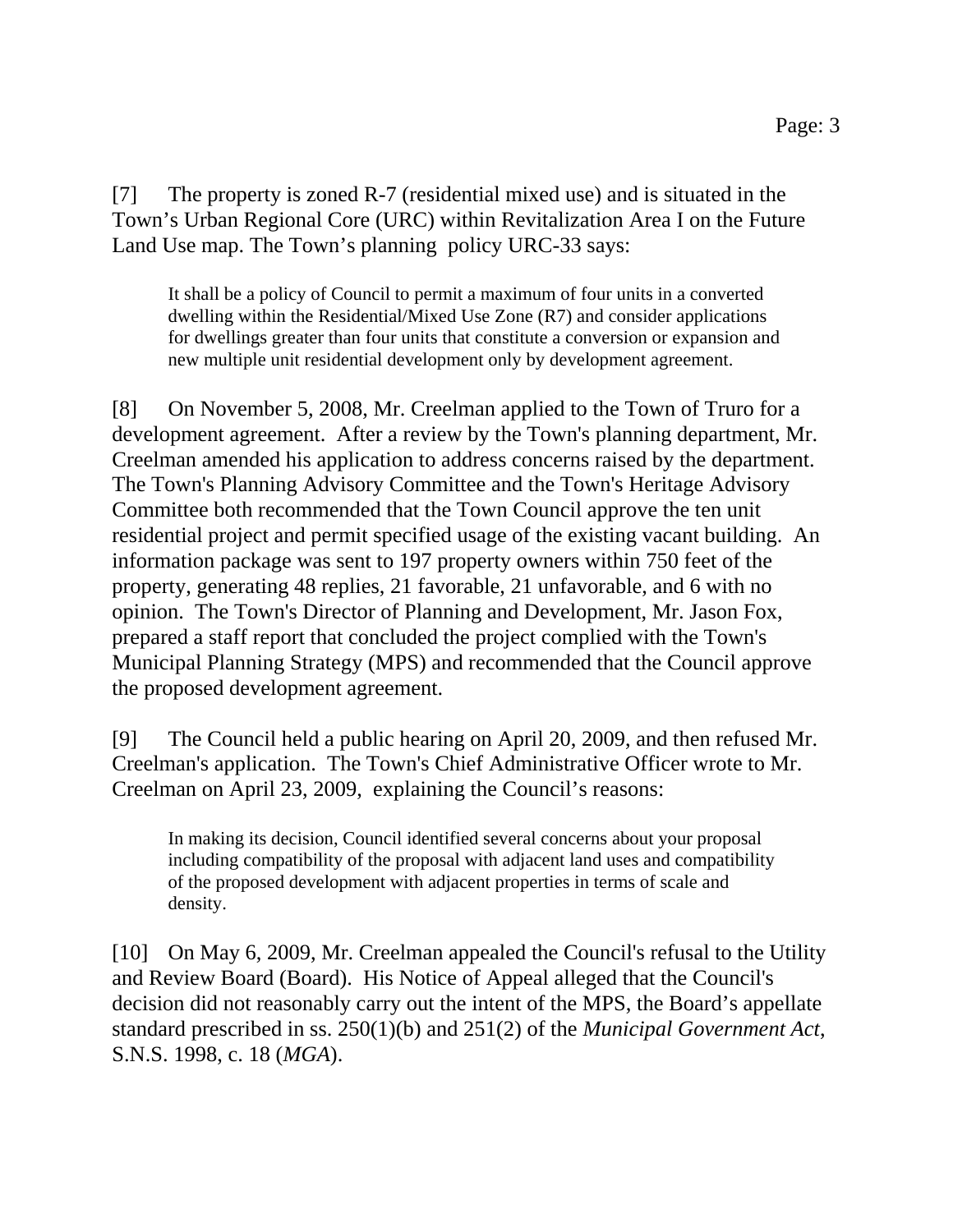[7] The property is zoned R-7 (residential mixed use) and is situated in the Town's Urban Regional Core (URC) within Revitalization Area I on the Future Land Use map. The Town's planning policy URC-33 says:

> It shall be a policy of Council to permit a maximum of four units in a converted dwelling within the Residential/Mixed Use Zone (R7) and consider applications for dwellings greater than four units that constitute a conversion or expansion and new multiple unit residential development only by development agreement.

[8] On November 5, 2008, Mr. Creelman applied to the Town of Truro for a development agreement. After a review by the Town's planning department, Mr. Creelman amended his application to address concerns raised by the department. The Town's Planning Advisory Committee and the Town's Heritage Advisory Committee both recommended that the Town Council approve the ten unit residential project and permit specified usage of the existing vacant building. An information package was sent to 197 property owners within 750 feet of the property, generating 48 replies, 21 favorable, 21 unfavorable, and 6 with no opinion. The Town's Director of Planning and Development, Mr. Jason Fox, prepared a staff report that concluded the project complied with the Town's Municipal Planning Strategy (MPS) and recommended that the Council approve the proposed development agreement.

[9] The Council held a public hearing on April 20, 2009, and then refused Mr. Creelman's application. The Town's Chief Administrative Officer wrote to Mr. Creelman on April 23, 2009, explaining the Council's reasons:

> In making its decision, Council identified several concerns about your proposal including compatibility of the proposal with adjacent land uses and compatibility of the proposed development with adjacent properties in terms of scale and density.

[10] On May 6, 2009, Mr. Creelman appealed the Council's refusal to the Utility and Review Board (Board). His Notice of Appeal alleged that the Council's decision did not reasonably carry out the intent of the MPS, the Board's appellate standard prescribed in ss. 250(1)(b) and 251(2) of the *Municipal Government Act*, S.N.S. 1998, c. 18 (*MGA*).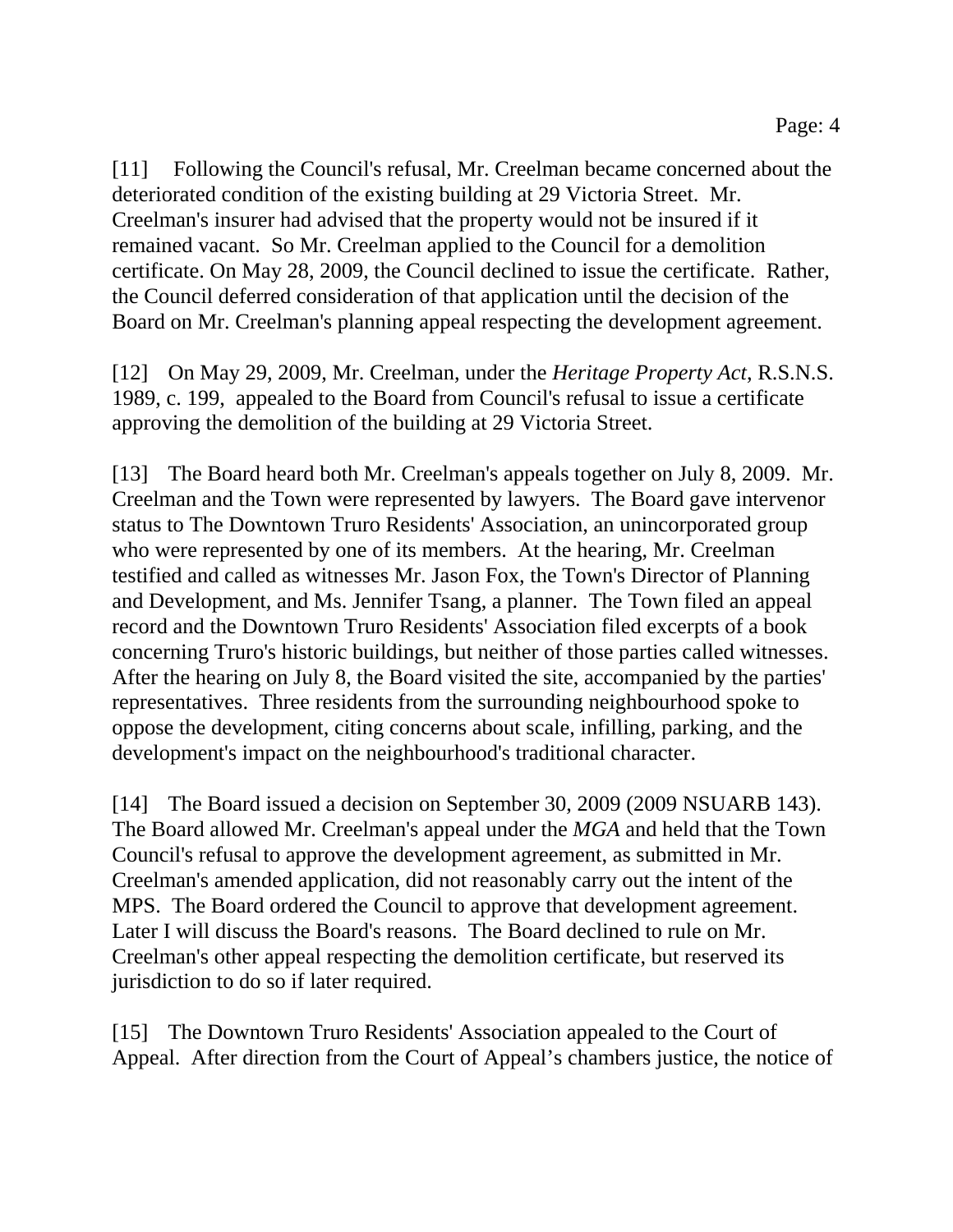[11] Following the Council's refusal, Mr. Creelman became concerned about the deteriorated condition of the existing building at 29 Victoria Street. Mr. Creelman's insurer had advised that the property would not be insured if it remained vacant. So Mr. Creelman applied to the Council for a demolition certificate. On May 28, 2009, the Council declined to issue the certificate. Rather, the Council deferred consideration of that application until the decision of the Board on Mr. Creelman's planning appeal respecting the development agreement.

[12] On May 29, 2009, Mr. Creelman, under the *Heritage Property Act*, R.S.N.S. 1989, c. 199, appealed to the Board from Council's refusal to issue a certificate approving the demolition of the building at 29 Victoria Street.

[13] The Board heard both Mr. Creelman's appeals together on July 8, 2009. Mr. Creelman and the Town were represented by lawyers. The Board gave intervenor status to The Downtown Truro Residents' Association, an unincorporated group who were represented by one of its members. At the hearing, Mr. Creelman testified and called as witnesses Mr. Jason Fox, the Town's Director of Planning and Development, and Ms. Jennifer Tsang, a planner. The Town filed an appeal record and the Downtown Truro Residents' Association filed excerpts of a book concerning Truro's historic buildings, but neither of those parties called witnesses. After the hearing on July 8, the Board visited the site, accompanied by the parties' representatives. Three residents from the surrounding neighbourhood spoke to oppose the development, citing concerns about scale, infilling, parking, and the development's impact on the neighbourhood's traditional character.

[14] The Board issued a decision on September 30, 2009 (2009 NSUARB 143). The Board allowed Mr. Creelman's appeal under the *MGA* and held that the Town Council's refusal to approve the development agreement, as submitted in Mr. Creelman's amended application, did not reasonably carry out the intent of the MPS. The Board ordered the Council to approve that development agreement. Later I will discuss the Board's reasons. The Board declined to rule on Mr. Creelman's other appeal respecting the demolition certificate, but reserved its jurisdiction to do so if later required.

[15] The Downtown Truro Residents' Association appealed to the Court of Appeal. After direction from the Court of Appeal's chambers justice, the notice of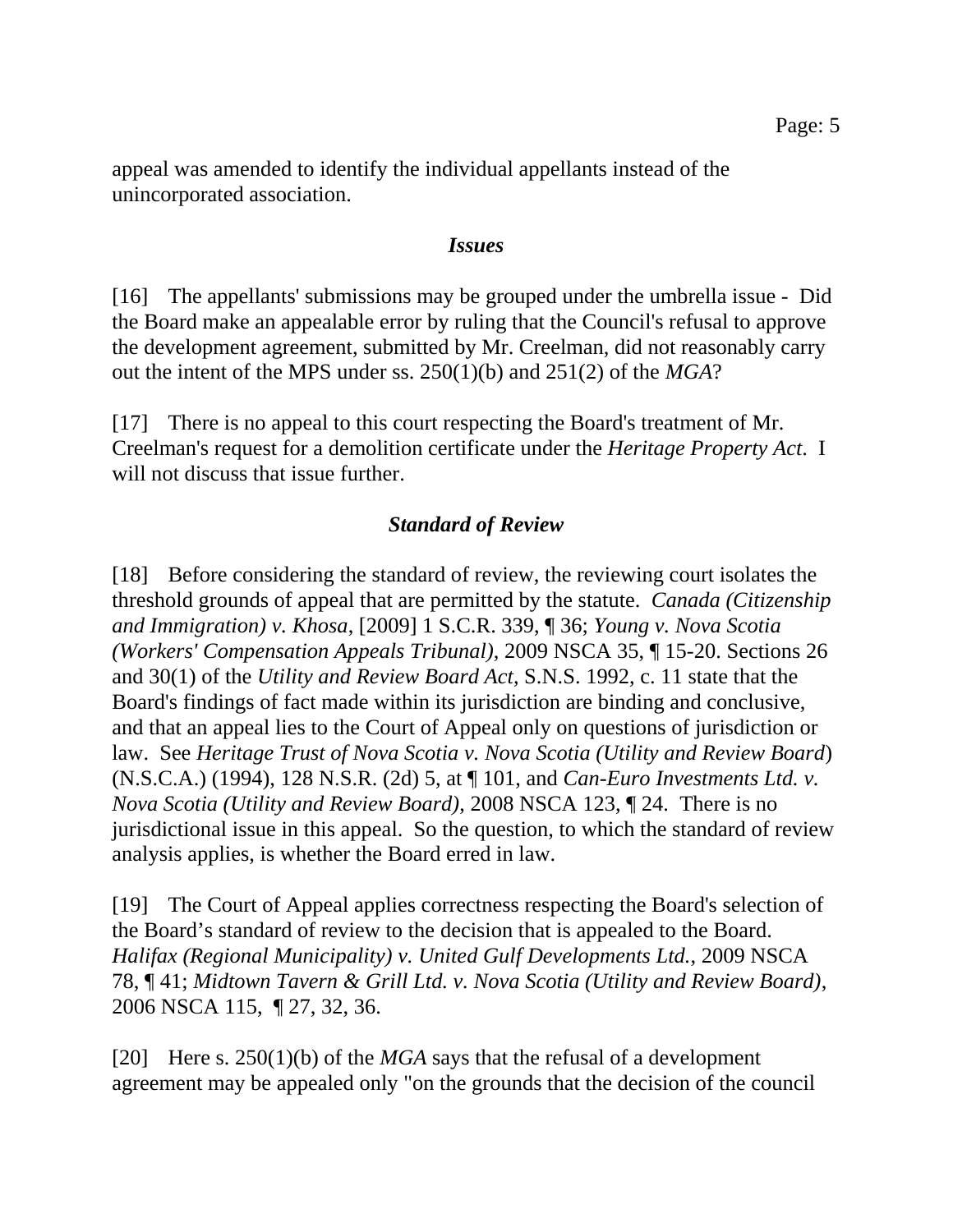appeal was amended to identify the individual appellants instead of the unincorporated association.

### *Issues*

[16] The appellants' submissions may be grouped under the umbrella issue - Did the Board make an appealable error by ruling that the Council's refusal to approve the development agreement, submitted by Mr. Creelman, did not reasonably carry out the intent of the MPS under ss. 250(1)(b) and 251(2) of the *MGA*?

[17] There is no appeal to this court respecting the Board's treatment of Mr. Creelman's request for a demolition certificate under the *Heritage Property Act*. I will not discuss that issue further.

### *Standard of Review*

[18] Before considering the standard of review, the reviewing court isolates the threshold grounds of appeal that are permitted by the statute. *Canada (Citizenship and Immigration) v. Khosa*, [2009] 1 S.C.R. 339, ¶ 36; *Young v. Nova Scotia (Workers' Compensation Appeals Tribunal)*, 2009 NSCA 35, ¶ 15-20. Sections 26 and 30(1) of the *Utility and Review Board Act*, S.N.S. 1992, c. 11 state that the Board's findings of fact made within its jurisdiction are binding and conclusive, and that an appeal lies to the Court of Appeal only on questions of jurisdiction or law. See *Heritage Trust of Nova Scotia v. Nova Scotia (Utility and Review Board*) (N.S.C.A.) (1994), 128 N.S.R. (2d) 5, at ¶ 101, and *Can-Euro Investments Ltd. v. Nova Scotia (Utility and Review Board)*, 2008 NSCA 123, ¶ 24. There is no jurisdictional issue in this appeal. So the question, to which the standard of review analysis applies, is whether the Board erred in law.

[19] The Court of Appeal applies correctness respecting the Board's selection of the Board's standard of review to the decision that is appealed to the Board. *Halifax (Regional Municipality) v. United Gulf Developments Ltd.*, 2009 NSCA 78, ¶ 41; *Midtown Tavern & Grill Ltd. v. Nova Scotia (Utility and Review Board)*, 2006 NSCA 115, ¶ 27, 32, 36.

[20] Here s. 250(1)(b) of the *MGA* says that the refusal of a development agreement may be appealed only "on the grounds that the decision of the council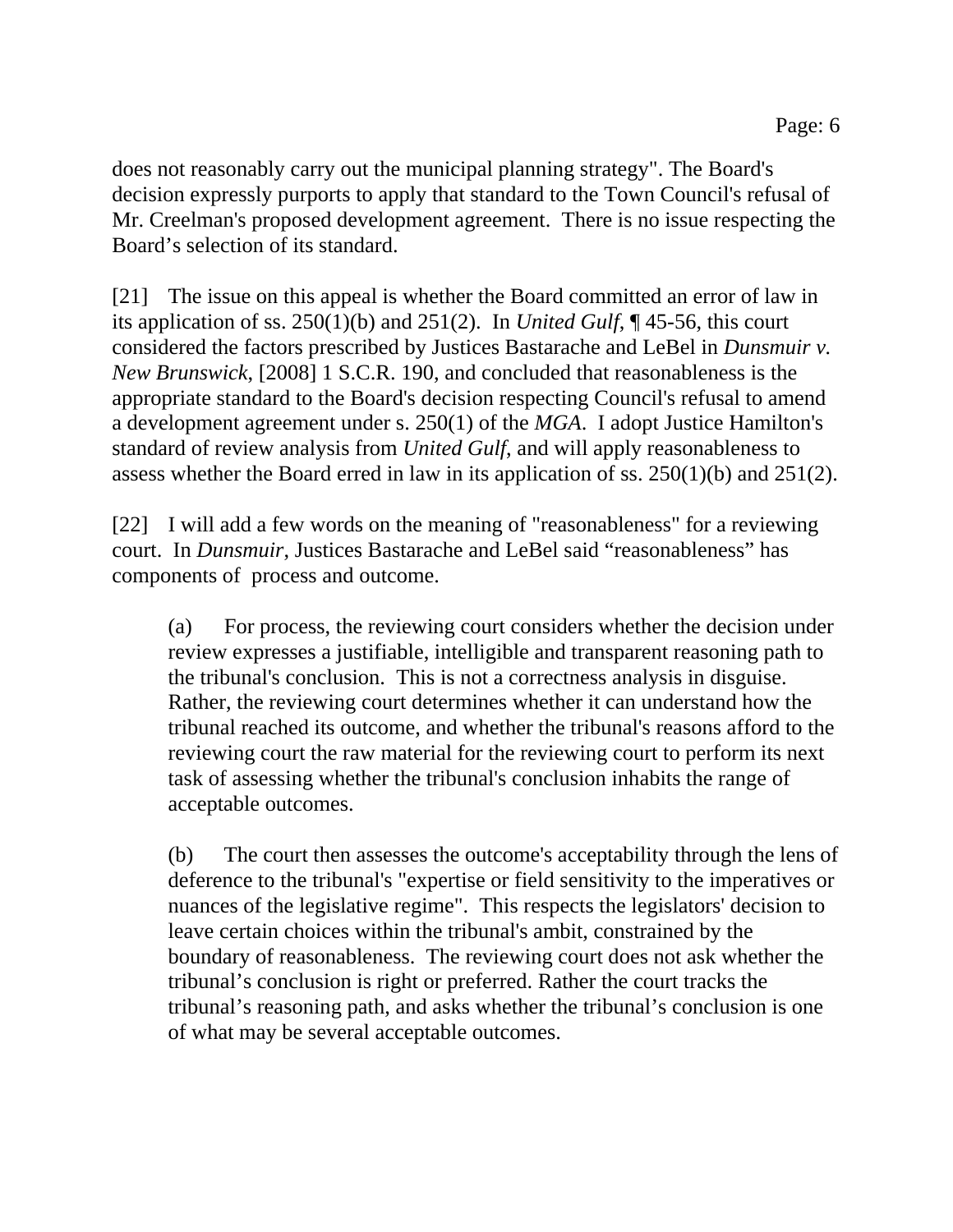does not reasonably carry out the municipal planning strategy". The Board's decision expressly purports to apply that standard to the Town Council's refusal of Mr. Creelman's proposed development agreement. There is no issue respecting the Board's selection of its standard.

[21] The issue on this appeal is whether the Board committed an error of law in its application of ss. 250(1)(b) and 251(2). In *United Gulf*, ¶ 45-56, this court considered the factors prescribed by Justices Bastarache and LeBel in *Dunsmuir v. New Brunswick*, [2008] 1 S.C.R. 190, and concluded that reasonableness is the appropriate standard to the Board's decision respecting Council's refusal to amend a development agreement under s. 250(1) of the *MGA*. I adopt Justice Hamilton's standard of review analysis from *United Gulf*, and will apply reasonableness to assess whether the Board erred in law in its application of ss. 250(1)(b) and 251(2).

[22] I will add a few words on the meaning of "reasonableness" for a reviewing court. In *Dunsmuir*, Justices Bastarache and LeBel said "reasonableness" has components of process and outcome.

> (a) For process, the reviewing court considers whether the decision under review expresses a justifiable, intelligible and transparent reasoning path to the tribunal's conclusion. This is not a correctness analysis in disguise. Rather, the reviewing court determines whether it can understand how the tribunal reached its outcome, and whether the tribunal's reasons afford to the reviewing court the raw material for the reviewing court to perform its next task of assessing whether the tribunal's conclusion inhabits the range of acceptable outcomes.
>
> (b) The court then assesses the outcome's acceptability through the lens of deference to the tribunal's "expertise or field sensitivity to the imperatives or nuances of the legislative regime". This respects the legislators' decision to leave certain choices within the tribunal's ambit, constrained by the boundary of reasonableness. The reviewing court does not ask whether the tribunal's conclusion is right or preferred. Rather the court tracks the tribunal's reasoning path, and asks whether the tribunal's conclusion is one of what may be several acceptable outcomes.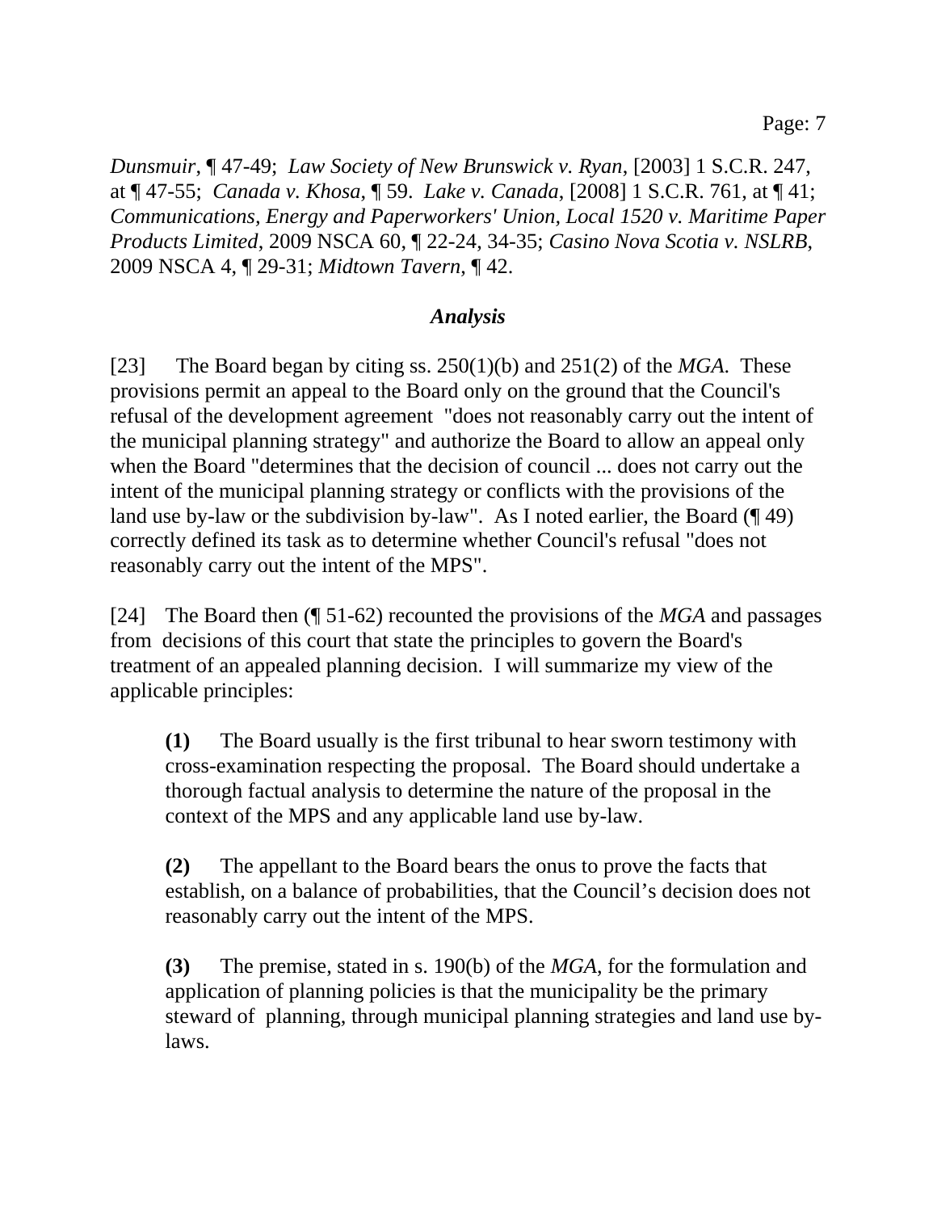*Dunsmuir*, ¶ 47-49; *Law Society of New Brunswick v. Ryan*, [2003] 1 S.C.R. 247, at ¶ 47-55; *Canada v. Khosa*, ¶ 59. *Lake v. Canada*, [2008] 1 S.C.R. 761, at ¶ 41; *Communications, Energy and Paperworkers' Union, Local 1520 v. Maritime Paper Products Limited*, 2009 NSCA 60, ¶ 22-24, 34-35; *Casino Nova Scotia v. NSLRB*, 2009 NSCA 4, ¶ 29-31; *Midtown Tavern*, ¶ 42.

### *Analysis*

[23] The Board began by citing ss. 250(1)(b) and 251(2) of the *MGA*. These provisions permit an appeal to the Board only on the ground that the Council's refusal of the development agreement "does not reasonably carry out the intent of the municipal planning strategy" and authorize the Board to allow an appeal only when the Board "determines that the decision of council ... does not carry out the intent of the municipal planning strategy or conflicts with the provisions of the land use by-law or the subdivision by-law". As I noted earlier, the Board (¶ 49) correctly defined its task as to determine whether Council's refusal "does not reasonably carry out the intent of the MPS".

[24] The Board then (¶ 51-62) recounted the provisions of the *MGA* and passages from decisions of this court that state the principles to govern the Board's treatment of an appealed planning decision. I will summarize my view of the applicable principles:

> **(1)** The Board usually is the first tribunal to hear sworn testimony with cross-examination respecting the proposal. The Board should undertake a thorough factual analysis to determine the nature of the proposal in the context of the MPS and any applicable land use by-law.
>
> **(2)** The appellant to the Board bears the onus to prove the facts that establish, on a balance of probabilities, that the Council's decision does not reasonably carry out the intent of the MPS.
>
> **(3)** The premise, stated in s. 190(b) of the *MGA*, for the formulation and application of planning policies is that the municipality be the primary steward of planning, through municipal planning strategies and land use by-laws.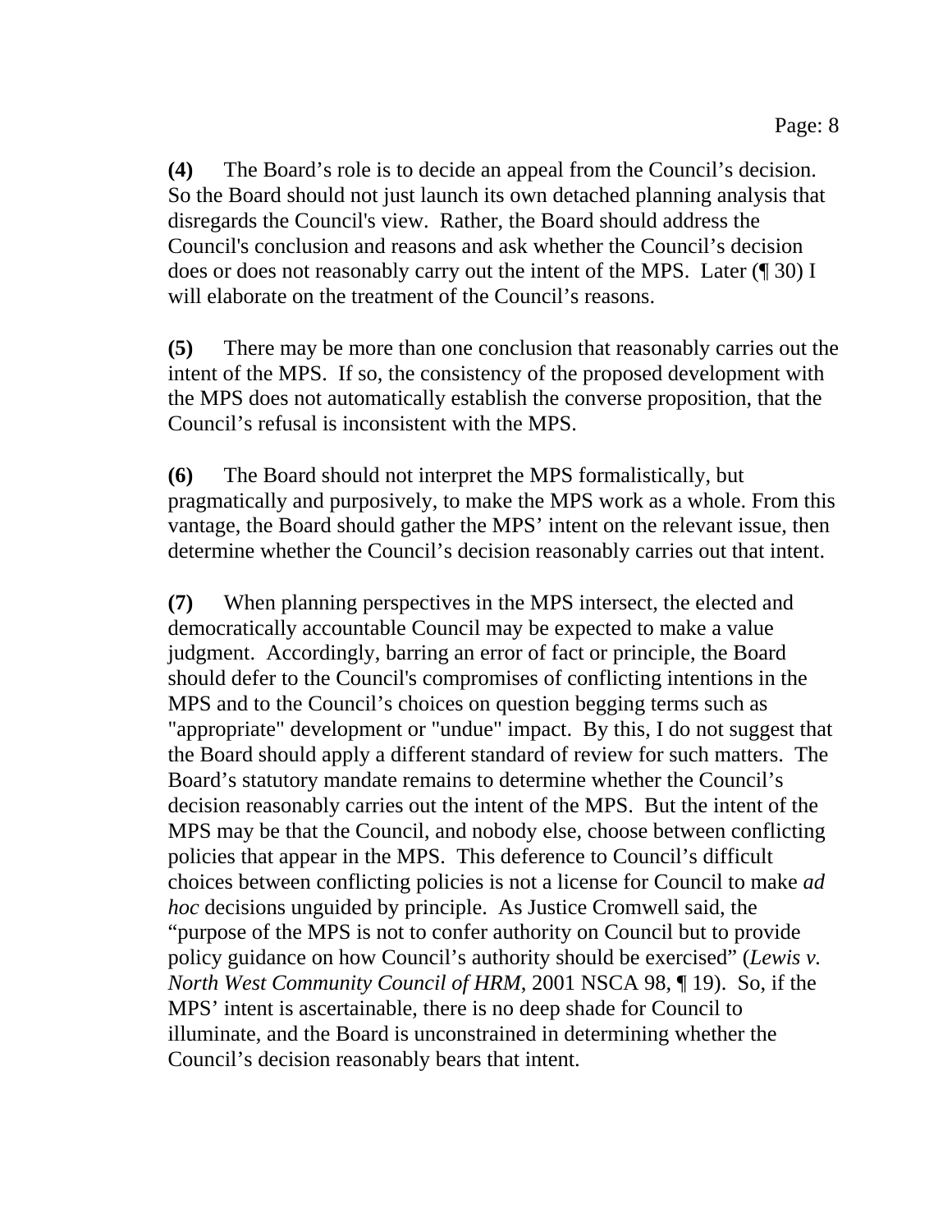**(4)** The Board's role is to decide an appeal from the Council's decision. So the Board should not just launch its own detached planning analysis that disregards the Council's view. Rather, the Board should address the Council's conclusion and reasons and ask whether the Council's decision does or does not reasonably carry out the intent of the MPS. Later (¶ 30) I will elaborate on the treatment of the Council's reasons.

**(5)** There may be more than one conclusion that reasonably carries out the intent of the MPS. If so, the consistency of the proposed development with the MPS does not automatically establish the converse proposition, that the Council's refusal is inconsistent with the MPS.

**(6)** The Board should not interpret the MPS formalistically, but pragmatically and purposively, to make the MPS work as a whole. From this vantage, the Board should gather the MPS' intent on the relevant issue, then determine whether the Council's decision reasonably carries out that intent.

**(7)** When planning perspectives in the MPS intersect, the elected and democratically accountable Council may be expected to make a value judgment. Accordingly, barring an error of fact or principle, the Board should defer to the Council's compromises of conflicting intentions in the MPS and to the Council's choices on question begging terms such as "appropriate" development or "undue" impact. By this, I do not suggest that the Board should apply a different standard of review for such matters. The Board's statutory mandate remains to determine whether the Council's decision reasonably carries out the intent of the MPS. But the intent of the MPS may be that the Council, and nobody else, choose between conflicting policies that appear in the MPS. This deference to Council's difficult choices between conflicting policies is not a license for Council to make *ad hoc* decisions unguided by principle. As Justice Cromwell said, the "purpose of the MPS is not to confer authority on Council but to provide policy guidance on how Council's authority should be exercised" (*Lewis v. North West Community Council of HRM*, 2001 NSCA 98, ¶ 19). So, if the MPS' intent is ascertainable, there is no deep shade for Council to illuminate, and the Board is unconstrained in determining whether the Council's decision reasonably bears that intent.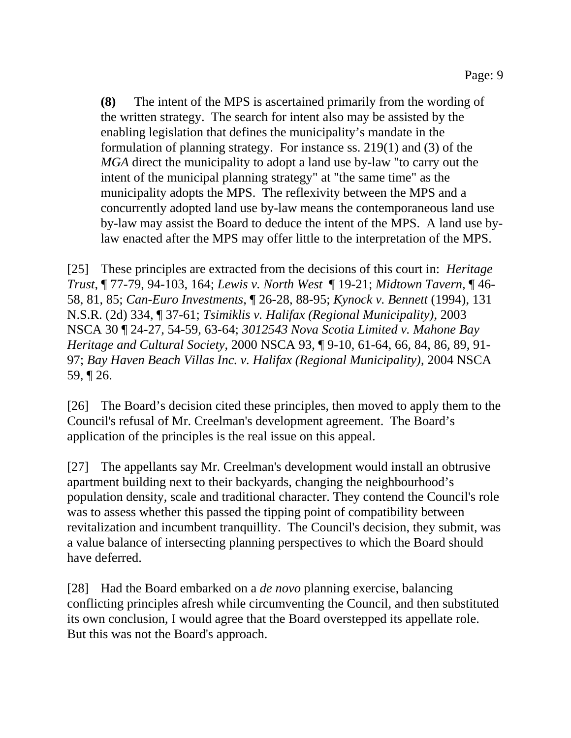> **(8)** The intent of the MPS is ascertained primarily from the wording of the written strategy. The search for intent also may be assisted by the enabling legislation that defines the municipality's mandate in the formulation of planning strategy. For instance ss. 219(1) and (3) of the *MGA* direct the municipality to adopt a land use by-law "to carry out the intent of the municipal planning strategy" at "the same time" as the municipality adopts the MPS. The reflexivity between the MPS and a concurrently adopted land use by-law means the contemporaneous land use by-law may assist the Board to deduce the intent of the MPS. A land use by-law enacted after the MPS may offer little to the interpretation of the MPS.

[25] These principles are extracted from the decisions of this court in: *Heritage Trust*, ¶ 77-79, 94-103, 164; *Lewis v. North West* ¶ 19-21; *Midtown Tavern*, ¶ 46-58, 81, 85; *Can-Euro Investments*, ¶ 26-28, 88-95; *Kynock v. Bennett* (1994), 131 N.S.R. (2d) 334, ¶ 37-61; *Tsimiklis v. Halifax (Regional Municipality)*, 2003 NSCA 30 ¶ 24-27, 54-59, 63-64; *3012543 Nova Scotia Limited v. Mahone Bay Heritage and Cultural Society*, 2000 NSCA 93, ¶ 9-10, 61-64, 66, 84, 86, 89, 91-97; *Bay Haven Beach Villas Inc. v. Halifax (Regional Municipality)*, 2004 NSCA 59, ¶ 26.

[26] The Board's decision cited these principles, then moved to apply them to the Council's refusal of Mr. Creelman's development agreement. The Board's application of the principles is the real issue on this appeal.

[27] The appellants say Mr. Creelman's development would install an obtrusive apartment building next to their backyards, changing the neighbourhood's population density, scale and traditional character. They contend the Council's role was to assess whether this passed the tipping point of compatibility between revitalization and incumbent tranquillity. The Council's decision, they submit, was a value balance of intersecting planning perspectives to which the Board should have deferred.

[28] Had the Board embarked on a *de novo* planning exercise, balancing conflicting principles afresh while circumventing the Council, and then substituted its own conclusion, I would agree that the Board overstepped its appellate role. But this was not the Board's approach.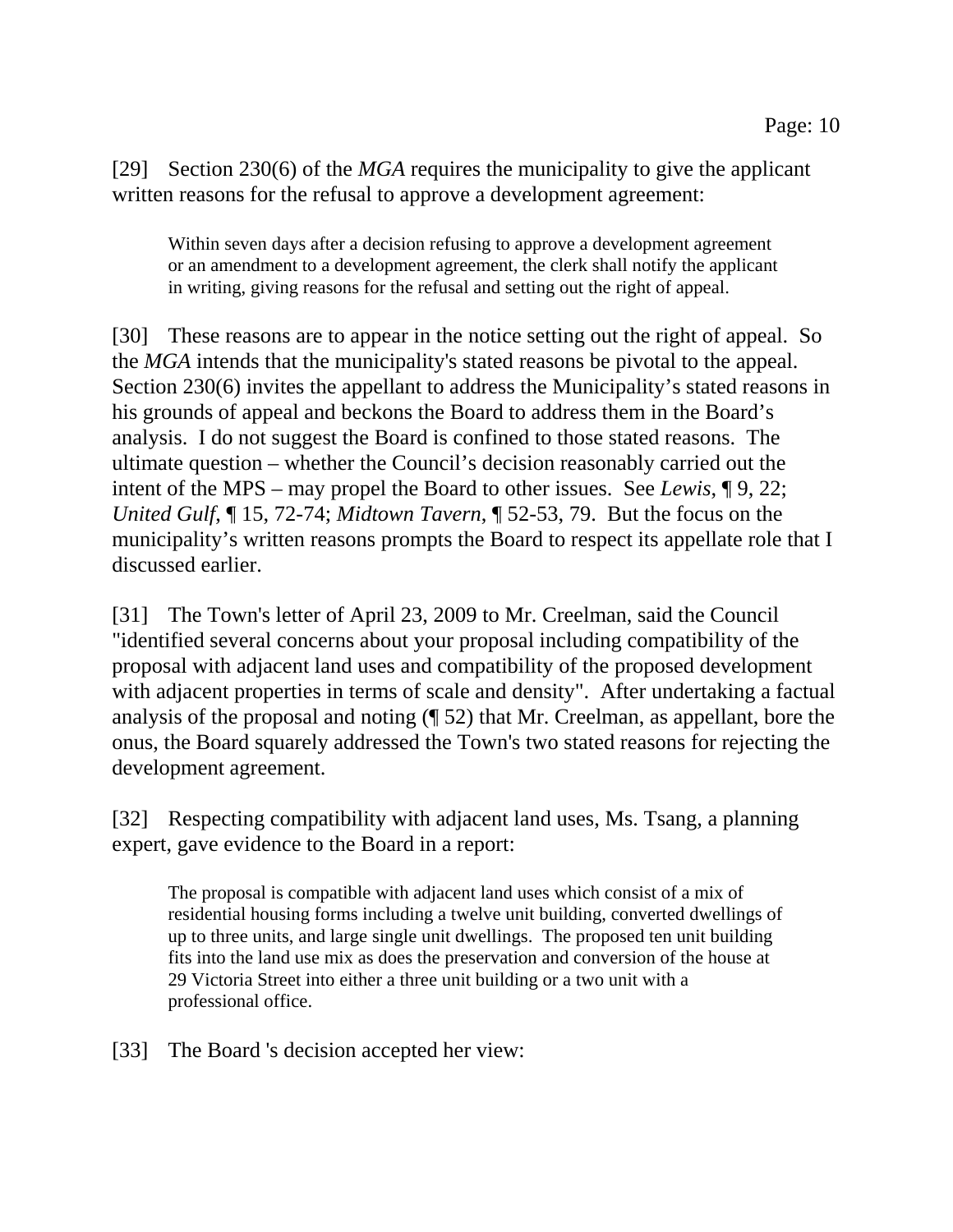[29] Section 230(6) of the *MGA* requires the municipality to give the applicant written reasons for the refusal to approve a development agreement:

> Within seven days after a decision refusing to approve a development agreement or an amendment to a development agreement, the clerk shall notify the applicant in writing, giving reasons for the refusal and setting out the right of appeal.

[30] These reasons are to appear in the notice setting out the right of appeal. So the *MGA* intends that the municipality's stated reasons be pivotal to the appeal. Section 230(6) invites the appellant to address the Municipality's stated reasons in his grounds of appeal and beckons the Board to address them in the Board's analysis. I do not suggest the Board is confined to those stated reasons. The ultimate question – whether the Council's decision reasonably carried out the intent of the MPS – may propel the Board to other issues. See *Lewis*, ¶ 9, 22; *United Gulf*, ¶ 15, 72-74; *Midtown Tavern*, ¶ 52-53, 79. But the focus on the municipality's written reasons prompts the Board to respect its appellate role that I discussed earlier.

[31] The Town's letter of April 23, 2009 to Mr. Creelman, said the Council "identified several concerns about your proposal including compatibility of the proposal with adjacent land uses and compatibility of the proposed development with adjacent properties in terms of scale and density". After undertaking a factual analysis of the proposal and noting (¶ 52) that Mr. Creelman, as appellant, bore the onus, the Board squarely addressed the Town's two stated reasons for rejecting the development agreement.

[32] Respecting compatibility with adjacent land uses, Ms. Tsang, a planning expert, gave evidence to the Board in a report:

> The proposal is compatible with adjacent land uses which consist of a mix of residential housing forms including a twelve unit building, converted dwellings of up to three units, and large single unit dwellings. The proposed ten unit building fits into the land use mix as does the preservation and conversion of the house at 29 Victoria Street into either a three unit building or a two unit with a professional office.

[33] The Board 's decision accepted her view: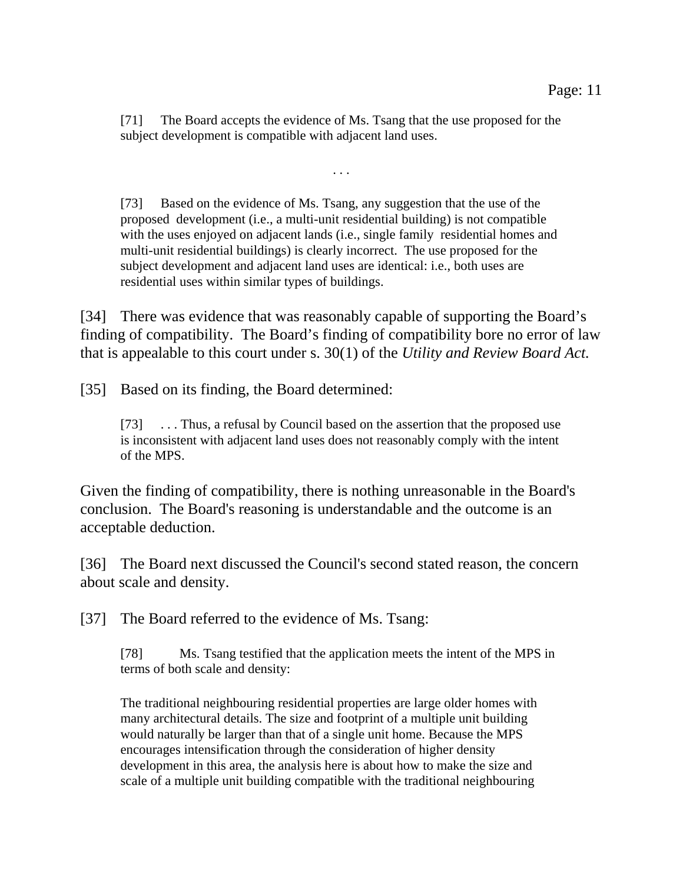> [71] The Board accepts the evidence of Ms. Tsang that the use proposed for the subject development is compatible with adjacent land uses.
>
> . . .
>
> [73] Based on the evidence of Ms. Tsang, any suggestion that the use of the proposed development (i.e., a multi-unit residential building) is not compatible with the uses enjoyed on adjacent lands (i.e., single family residential homes and multi-unit residential buildings) is clearly incorrect. The use proposed for the subject development and adjacent land uses are identical: i.e., both uses are residential uses within similar types of buildings.

[34] There was evidence that was reasonably capable of supporting the Board's finding of compatibility. The Board's finding of compatibility bore no error of law that is appealable to this court under s. 30(1) of the *Utility and Review Board Act.*

[35] Based on its finding, the Board determined:

> [73] . . . Thus, a refusal by Council based on the assertion that the proposed use is inconsistent with adjacent land uses does not reasonably comply with the intent of the MPS.

Given the finding of compatibility, there is nothing unreasonable in the Board's conclusion. The Board's reasoning is understandable and the outcome is an acceptable deduction.

[36] The Board next discussed the Council's second stated reason, the concern about scale and density.

[37] The Board referred to the evidence of Ms. Tsang:

> [78] Ms. Tsang testified that the application meets the intent of the MPS in terms of both scale and density:
>
> The traditional neighbouring residential properties are large older homes with many architectural details. The size and footprint of a multiple unit building would naturally be larger than that of a single unit home. Because the MPS encourages intensification through the consideration of higher density development in this area, the analysis here is about how to make the size and scale of a multiple unit building compatible with the traditional neighbouring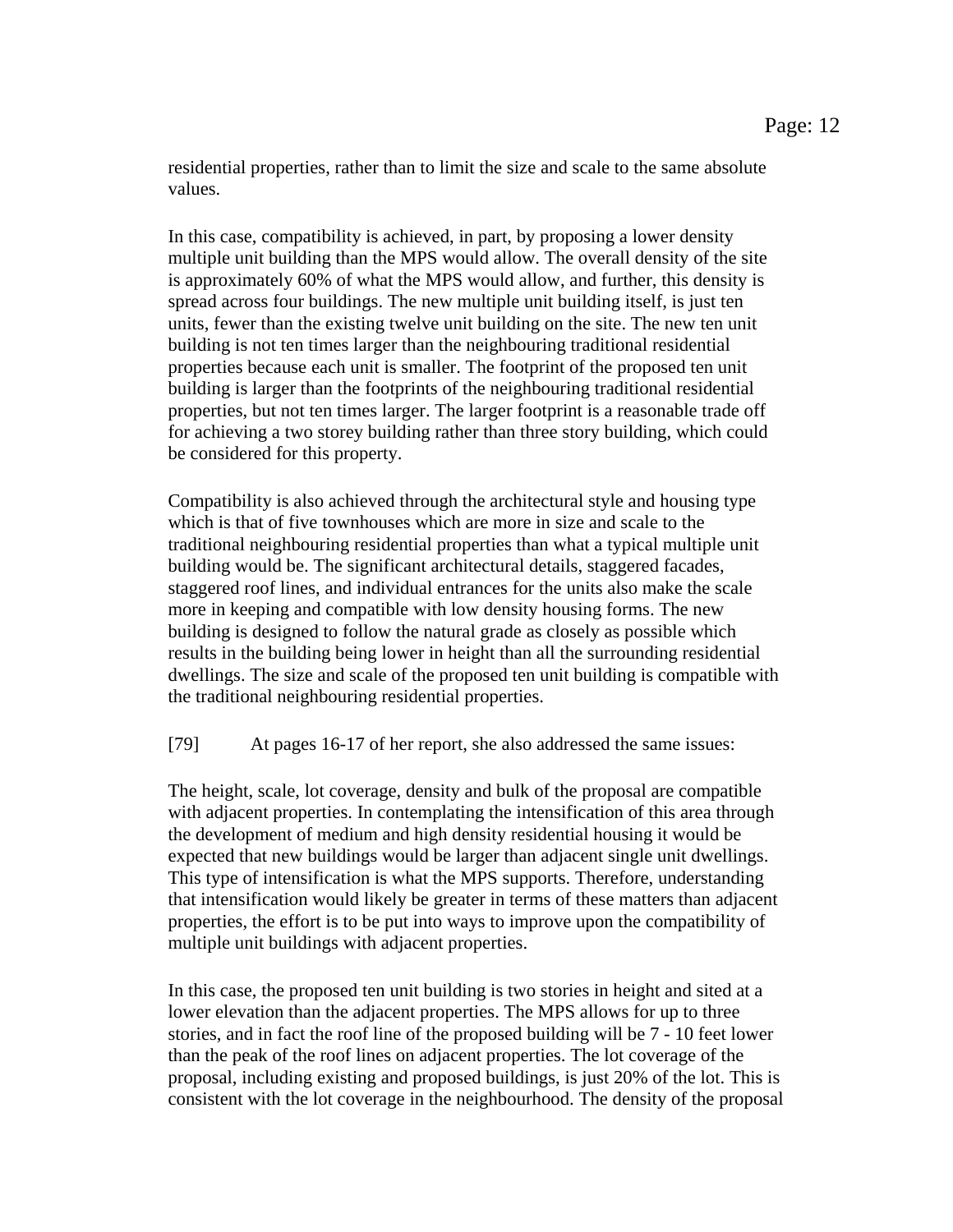residential properties, rather than to limit the size and scale to the same absolute values.

In this case, compatibility is achieved, in part, by proposing a lower density multiple unit building than the MPS would allow. The overall density of the site is approximately 60% of what the MPS would allow, and further, this density is spread across four buildings. The new multiple unit building itself, is just ten units, fewer than the existing twelve unit building on the site. The new ten unit building is not ten times larger than the neighbouring traditional residential properties because each unit is smaller. The footprint of the proposed ten unit building is larger than the footprints of the neighbouring traditional residential properties, but not ten times larger. The larger footprint is a reasonable trade off for achieving a two storey building rather than three story building, which could be considered for this property.

Compatibility is also achieved through the architectural style and housing type which is that of five townhouses which are more in size and scale to the traditional neighbouring residential properties than what a typical multiple unit building would be. The significant architectural details, staggered facades, staggered roof lines, and individual entrances for the units also make the scale more in keeping and compatible with low density housing forms. The new building is designed to follow the natural grade as closely as possible which results in the building being lower in height than all the surrounding residential dwellings. The size and scale of the proposed ten unit building is compatible with the traditional neighbouring residential properties.

[79] At pages 16-17 of her report, she also addressed the same issues:

The height, scale, lot coverage, density and bulk of the proposal are compatible with adjacent properties. In contemplating the intensification of this area through the development of medium and high density residential housing it would be expected that new buildings would be larger than adjacent single unit dwellings. This type of intensification is what the MPS supports. Therefore, understanding that intensification would likely be greater in terms of these matters than adjacent properties, the effort is to be put into ways to improve upon the compatibility of multiple unit buildings with adjacent properties.

In this case, the proposed ten unit building is two stories in height and sited at a lower elevation than the adjacent properties. The MPS allows for up to three stories, and in fact the roof line of the proposed building will be 7 - 10 feet lower than the peak of the roof lines on adjacent properties. The lot coverage of the proposal, including existing and proposed buildings, is just 20% of the lot. This is consistent with the lot coverage in the neighbourhood. The density of the proposal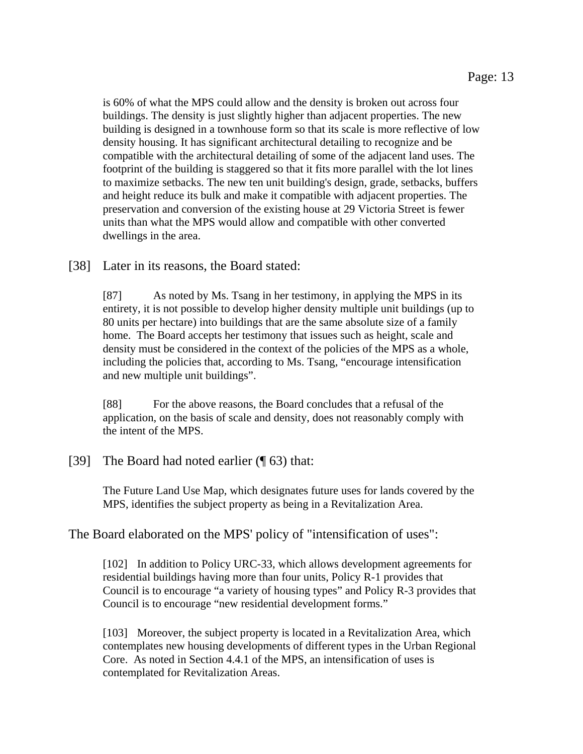is 60% of what the MPS could allow and the density is broken out across four buildings. The density is just slightly higher than adjacent properties. The new building is designed in a townhouse form so that its scale is more reflective of low density housing. It has significant architectural detailing to recognize and be compatible with the architectural detailing of some of the adjacent land uses. The footprint of the building is staggered so that it fits more parallel with the lot lines to maximize setbacks. The new ten unit building's design, grade, setbacks, buffers and height reduce its bulk and make it compatible with adjacent properties. The preservation and conversion of the existing house at 29 Victoria Street is fewer units than what the MPS would allow and compatible with other converted dwellings in the area.

[38] Later in its reasons, the Board stated:

> [87] As noted by Ms. Tsang in her testimony, in applying the MPS in its entirety, it is not possible to develop higher density multiple unit buildings (up to 80 units per hectare) into buildings that are the same absolute size of a family home. The Board accepts her testimony that issues such as height, scale and density must be considered in the context of the policies of the MPS as a whole, including the policies that, according to Ms. Tsang, "encourage intensification and new multiple unit buildings".
>
> [88] For the above reasons, the Board concludes that a refusal of the application, on the basis of scale and density, does not reasonably comply with the intent of the MPS.

[39] The Board had noted earlier (¶ 63) that:

> The Future Land Use Map, which designates future uses for lands covered by the MPS, identifies the subject property as being in a Revitalization Area.

The Board elaborated on the MPS' policy of "intensification of uses":

> [102] In addition to Policy URC-33, which allows development agreements for residential buildings having more than four units, Policy R-1 provides that Council is to encourage "a variety of housing types" and Policy R-3 provides that Council is to encourage "new residential development forms."
>
> [103] Moreover, the subject property is located in a Revitalization Area, which contemplates new housing developments of different types in the Urban Regional Core. As noted in Section 4.4.1 of the MPS, an intensification of uses is contemplated for Revitalization Areas.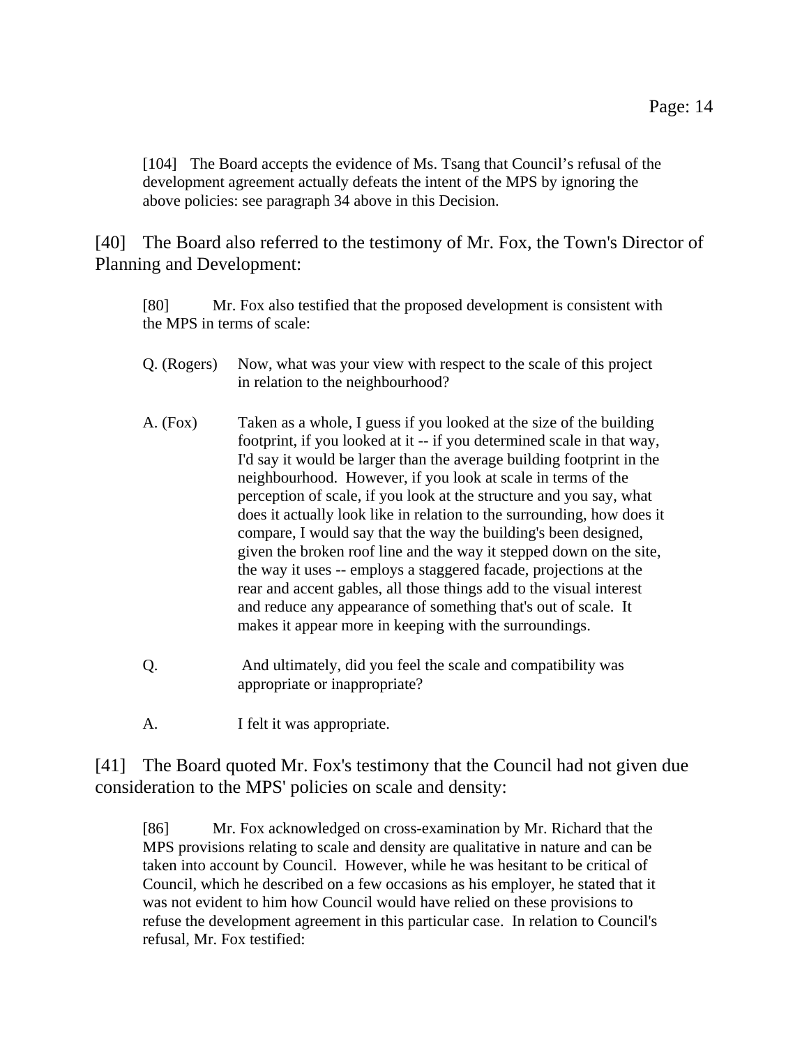> [104] The Board accepts the evidence of Ms. Tsang that Council's refusal of the development agreement actually defeats the intent of the MPS by ignoring the above policies: see paragraph 34 above in this Decision.

[40] The Board also referred to the testimony of Mr. Fox, the Town's Director of Planning and Development:

> [80] Mr. Fox also testified that the proposed development is consistent with the MPS in terms of scale:
>
> Q. (Rogers) Now, what was your view with respect to the scale of this project in relation to the neighbourhood?
>
> A. (Fox) Taken as a whole, I guess if you looked at the size of the building footprint, if you looked at it -- if you determined scale in that way, I'd say it would be larger than the average building footprint in the neighbourhood. However, if you look at scale in terms of the perception of scale, if you look at the structure and you say, what does it actually look like in relation to the surrounding, how does it compare, I would say that the way the building's been designed, given the broken roof line and the way it stepped down on the site, the way it uses -- employs a staggered facade, projections at the rear and accent gables, all those things add to the visual interest and reduce any appearance of something that's out of scale. It makes it appear more in keeping with the surroundings.
>
> Q. And ultimately, did you feel the scale and compatibility was appropriate or inappropriate?
>
> A. I felt it was appropriate.

[41] The Board quoted Mr. Fox's testimony that the Council had not given due consideration to the MPS' policies on scale and density:

> [86] Mr. Fox acknowledged on cross-examination by Mr. Richard that the MPS provisions relating to scale and density are qualitative in nature and can be taken into account by Council. However, while he was hesitant to be critical of Council, which he described on a few occasions as his employer, he stated that it was not evident to him how Council would have relied on these provisions to refuse the development agreement in this particular case. In relation to Council's refusal, Mr. Fox testified: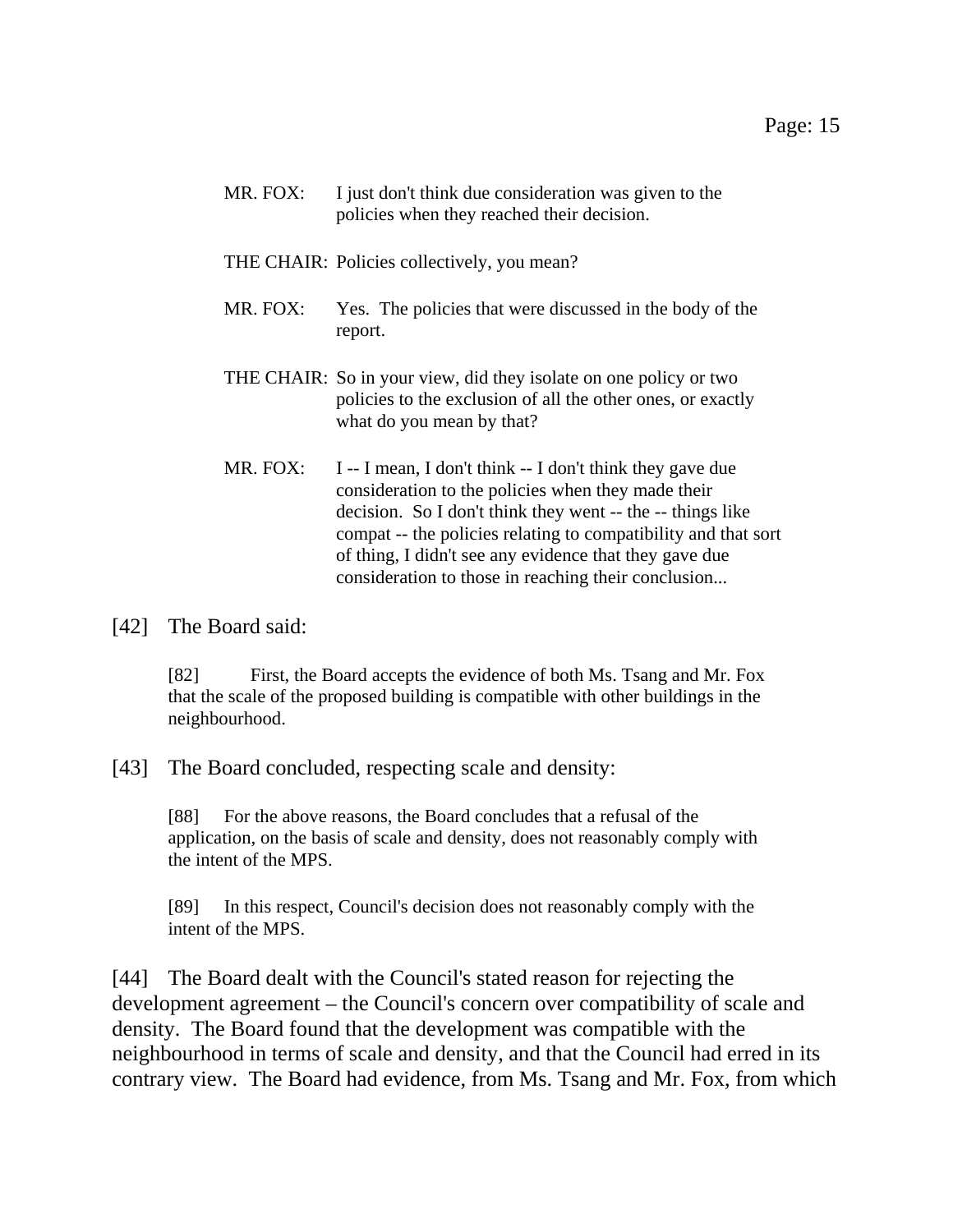MR. FOX: I just don't think due consideration was given to the policies when they reached their decision.

THE CHAIR: Policies collectively, you mean?

MR. FOX: Yes. The policies that were discussed in the body of the report.

THE CHAIR: So in your view, did they isolate on one policy or two policies to the exclusion of all the other ones, or exactly what do you mean by that?

MR. FOX: I -- I mean, I don't think -- I don't think they gave due consideration to the policies when they made their decision. So I don't think they went -- the -- things like compat -- the policies relating to compatibility and that sort of thing, I didn't see any evidence that they gave due consideration to those in reaching their conclusion...

[42] The Board said:

> [82] First, the Board accepts the evidence of both Ms. Tsang and Mr. Fox that the scale of the proposed building is compatible with other buildings in the neighbourhood.

[43] The Board concluded, respecting scale and density:

> [88] For the above reasons, the Board concludes that a refusal of the application, on the basis of scale and density, does not reasonably comply with the intent of the MPS.
>
> [89] In this respect, Council's decision does not reasonably comply with the intent of the MPS.

[44] The Board dealt with the Council's stated reason for rejecting the development agreement – the Council's concern over compatibility of scale and density. The Board found that the development was compatible with the neighbourhood in terms of scale and density, and that the Council had erred in its contrary view. The Board had evidence, from Ms. Tsang and Mr. Fox, from which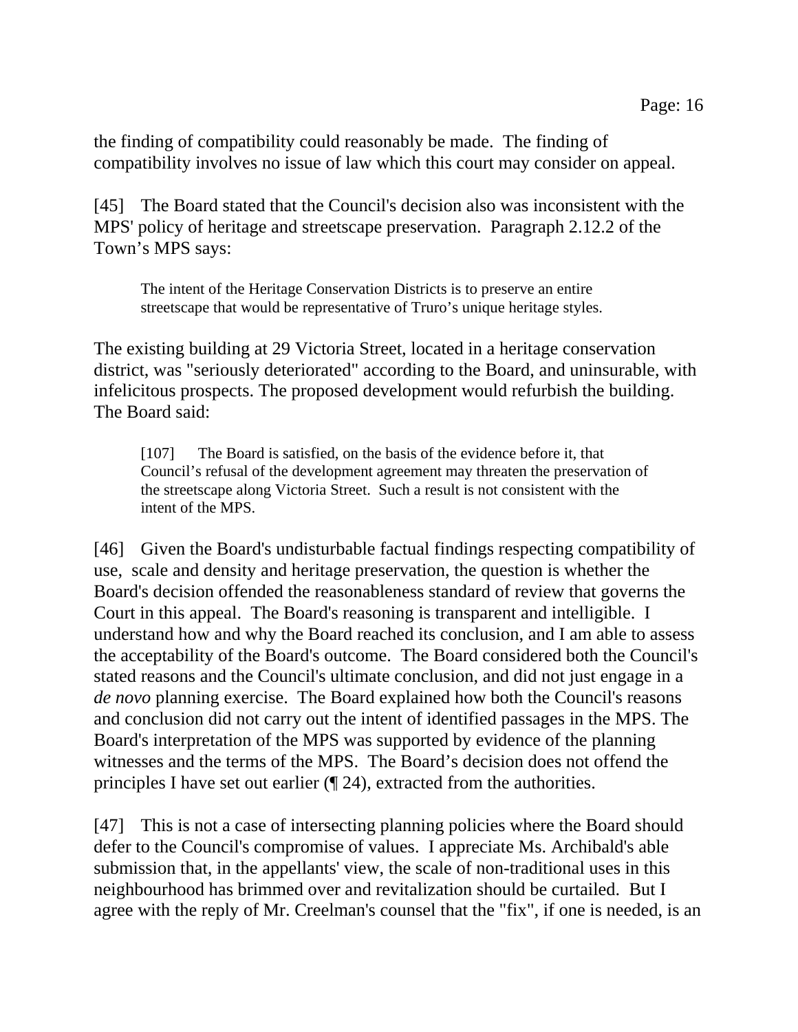the finding of compatibility could reasonably be made. The finding of compatibility involves no issue of law which this court may consider on appeal.

[45] The Board stated that the Council's decision also was inconsistent with the MPS' policy of heritage and streetscape preservation. Paragraph 2.12.2 of the Town's MPS says:

> The intent of the Heritage Conservation Districts is to preserve an entire streetscape that would be representative of Truro's unique heritage styles.

The existing building at 29 Victoria Street, located in a heritage conservation district, was "seriously deteriorated" according to the Board, and uninsurable, with infelicitous prospects. The proposed development would refurbish the building. The Board said:

> [107] The Board is satisfied, on the basis of the evidence before it, that Council's refusal of the development agreement may threaten the preservation of the streetscape along Victoria Street. Such a result is not consistent with the intent of the MPS.

[46] Given the Board's undisturbable factual findings respecting compatibility of use, scale and density and heritage preservation, the question is whether the Board's decision offended the reasonableness standard of review that governs the Court in this appeal. The Board's reasoning is transparent and intelligible. I understand how and why the Board reached its conclusion, and I am able to assess the acceptability of the Board's outcome. The Board considered both the Council's stated reasons and the Council's ultimate conclusion, and did not just engage in a *de novo* planning exercise. The Board explained how both the Council's reasons and conclusion did not carry out the intent of identified passages in the MPS. The Board's interpretation of the MPS was supported by evidence of the planning witnesses and the terms of the MPS. The Board's decision does not offend the principles I have set out earlier (¶ 24), extracted from the authorities.

[47] This is not a case of intersecting planning policies where the Board should defer to the Council's compromise of values. I appreciate Ms. Archibald's able submission that, in the appellants' view, the scale of non-traditional uses in this neighbourhood has brimmed over and revitalization should be curtailed. But I agree with the reply of Mr. Creelman's counsel that the "fix", if one is needed, is an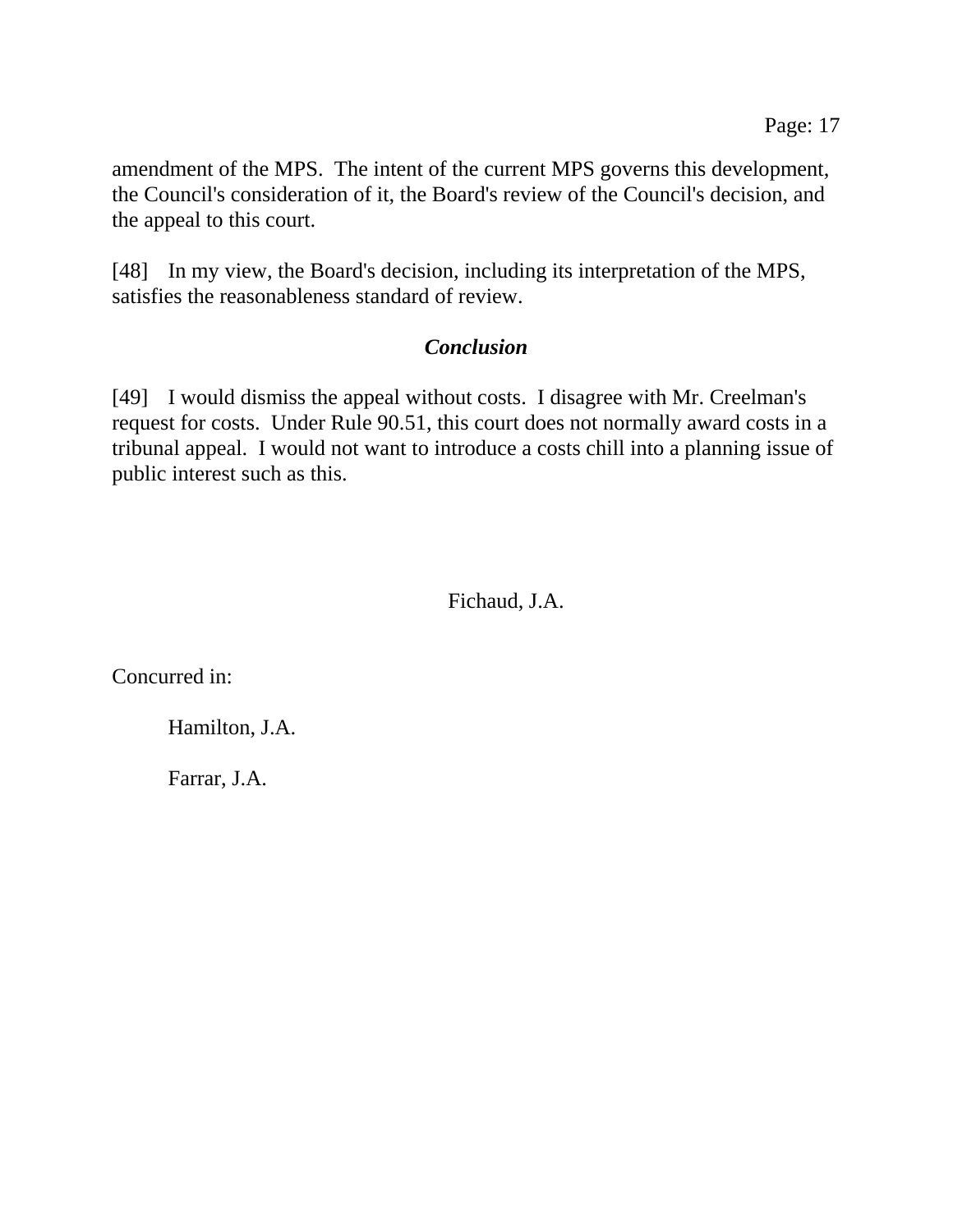amendment of the MPS. The intent of the current MPS governs this development, the Council's consideration of it, the Board's review of the Council's decision, and the appeal to this court.

[48] In my view, the Board's decision, including its interpretation of the MPS, satisfies the reasonableness standard of review.

### *Conclusion*

[49] I would dismiss the appeal without costs. I disagree with Mr. Creelman's request for costs. Under Rule 90.51, this court does not normally award costs in a tribunal appeal. I would not want to introduce a costs chill into a planning issue of public interest such as this.

Fichaud, J.A.

Concurred in:

Hamilton, J.A.

Farrar, J.A.